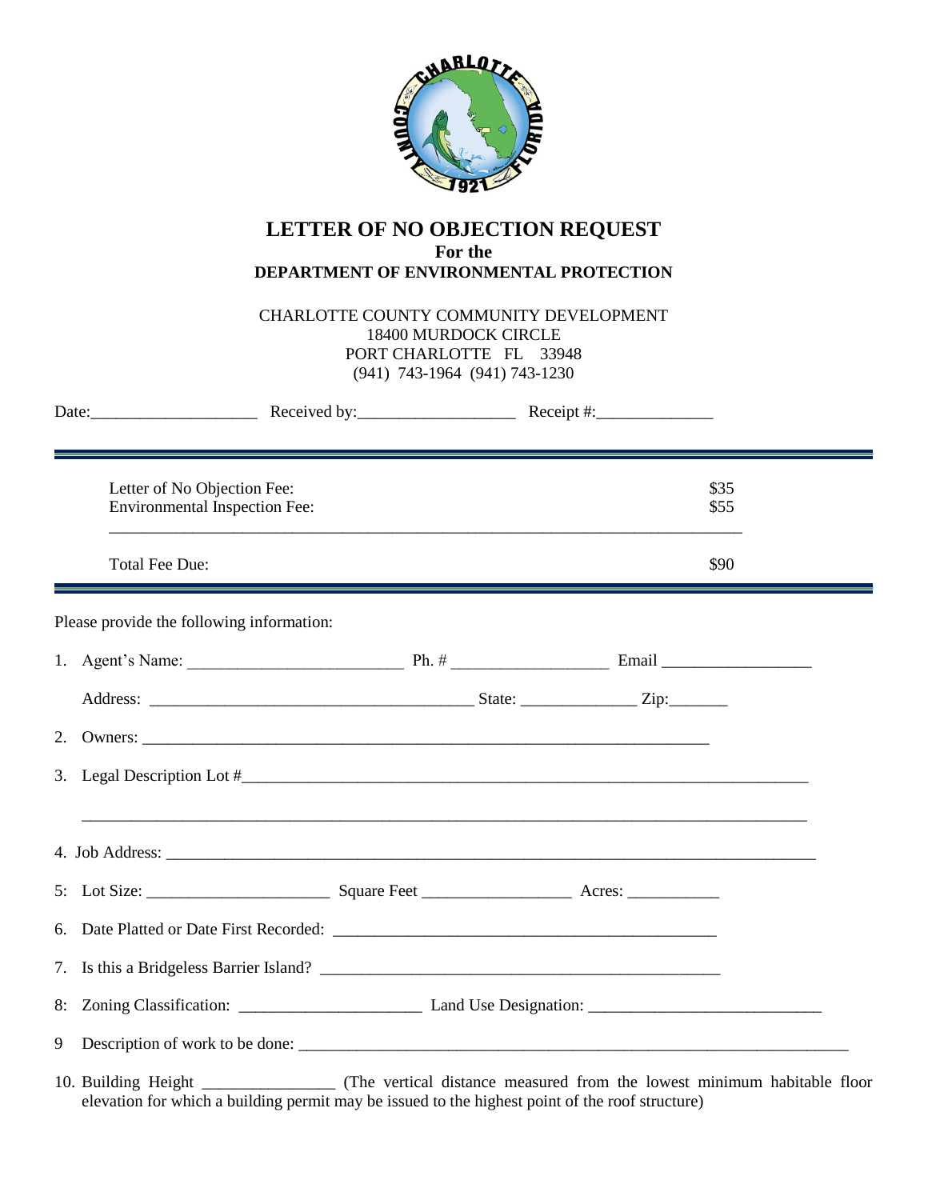# LETTER OF NO OBJECTION REQUEST

**For the**

**DEPARTMENT OF ENVIRONMENTAL PROTECTION**

CHARLOTTE COUNTY COMMUNITY DEVELOPMENT
18400 MURDOCK CIRCLE
PORT CHARLOTTE FL 33948
(941) 743-1964 (941) 743-1230

Date:____________________ Received by:___________________ Receipt #:______________

| | |
|---|---|
| Letter of No Objection Fee: | $35 |
| Environmental Inspection Fee: | $55 |
| Total Fee Due: | $90 |

Please provide the following information:

1. Agent's Name: __________________________ Ph. # __________________ Email __________________

   Address: ________________________________________ State: ______________ Zip:_______

2. Owners: ________________________________________________________________________

3. Legal Description Lot #______________________________________________________________________

   ________________________________________________________________________________________

4. Job Address: ________________________________________________________________________________

5: Lot Size: ______________________ Square Feet __________________ Acres: ___________

6. Date Platted or Date First Recorded: _______________________________________________

7. Is this a Bridgeless Barrier Island? _________________________________________________

8: Zoning Classification: ______________________ Land Use Designation: ____________________________

9 Description of work to be done: ______________________________________________________________________

10. Building Height ________________ (The vertical distance measured from the lowest minimum habitable floor elevation for which a building permit may be issued to the highest point of the roof structure)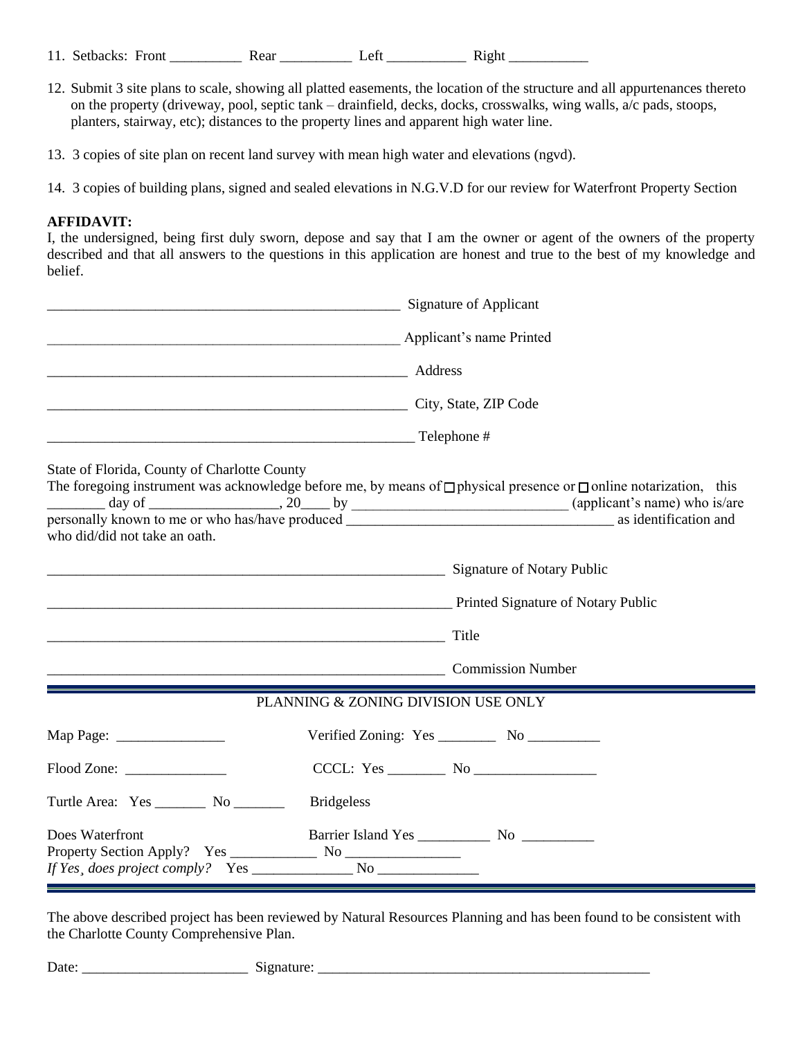11. Setbacks: Front __________ Rear __________ Left ___________ Right ___________

12. Submit 3 site plans to scale, showing all platted easements, the location of the structure and all appurtenances thereto on the property (driveway, pool, septic tank – drainfield, decks, docks, crosswalks, wing walls, a/c pads, stoops, planters, stairway, etc); distances to the property lines and apparent high water line.

13. 3 copies of site plan on recent land survey with mean high water and elevations (ngvd).

14. 3 copies of building plans, signed and sealed elevations in N.G.V.D for our review for Waterfront Property Section

**AFFIDAVIT:**
I, the undersigned, being first duly sworn, depose and say that I am the owner or agent of the owners of the property described and that all answers to the questions in this application are honest and true to the best of my knowledge and belief.

___________________________________________________ Signature of Applicant

___________________________________________________ Applicant's name Printed

___________________________________________________ Address

___________________________________________________ City, State, ZIP Code

___________________________________________________ Telephone #

State of Florida, County of Charlotte County
The foregoing instrument was acknowledge before me, by means of ☐ physical presence or ☐ online notarization, this ________ day of __________________, 20____ by ______________________________ (applicant's name) who is/are personally known to me or who has/have produced _____________________________________ as identification and who did/did not take an oath.

_________________________________________________________ Signature of Notary Public

_________________________________________________________ Printed Signature of Notary Public

_________________________________________________________ Title

_________________________________________________________ Commission Number

PLANNING & ZONING DIVISION USE ONLY

Map Page: _______________ Verified Zoning: Yes ________ No __________

Flood Zone: ______________ CCCL: Yes ________ No _________________

Turtle Area: Yes _______ No _______ Bridgeless

Does Waterfront Barrier Island Yes __________ No __________
Property Section Apply? Yes ____________ No ________________
*If Yes¸ does project comply?* Yes ______________ No ______________

The above described project has been reviewed by Natural Resources Planning and has been found to be consistent with the Charlotte County Comprehensive Plan.

Date: _______________________ Signature: _______________________________________________